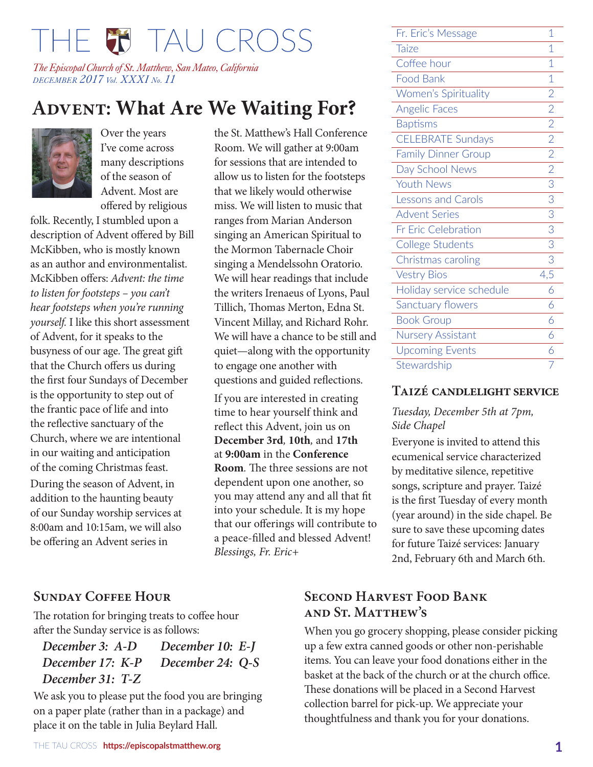# THE TAU CROSS

*The Episcopal Church of St. Matthew, San Mateo, California*
*DECEMBER 2017 Vol. XXXI No. 11*

| | |
|---|---|
| Fr. Eric's Message | 1 |
| Taize | 1 |
| Coffee hour | 1 |
| Food Bank | 1 |
| Women's Spirituality | 2 |
| Angelic Faces | 2 |
| Baptisms | 2 |
| CELEBRATE Sundays | 2 |
| Family Dinner Group | 2 |
| Day School News | 2 |
| Youth News | 3 |
| Lessons and Carols | 3 |
| Advent Series | 3 |
| Fr Eric Celebration | 3 |
| College Students | 3 |
| Christmas caroling | 3 |
| Vestry Bios | 4,5 |
| Holiday service schedule | 6 |
| Sanctuary flowers | 6 |
| Book Group | 6 |
| Nursery Assistant | 6 |
| Upcoming Events | 6 |
| Stewardship | 7 |

## Advent: What Are We Waiting For?

Over the years I've come across many descriptions of the season of Advent. Most are offered by religious folk. Recently, I stumbled upon a description of Advent offered by Bill McKibben, who is mostly known as an author and environmentalist. McKibben offers: *Advent: the time to listen for footsteps – you can't hear footsteps when you're running yourself.* I like this short assessment of Advent, for it speaks to the busyness of our age. The great gift that the Church offers us during the first four Sundays of December is the opportunity to step out of the frantic pace of life and into the reflective sanctuary of the Church, where we are intentional in our waiting and anticipation of the coming Christmas feast.

During the season of Advent, in addition to the haunting beauty of our Sunday worship services at 8:00am and 10:15am, we will also be offering an Advent series in the St. Matthew's Hall Conference Room. We will gather at 9:00am for sessions that are intended to allow us to listen for the footsteps that we likely would otherwise miss. We will listen to music that ranges from Marian Anderson singing an American Spiritual to the Mormon Tabernacle Choir singing a Mendelssohn Oratorio. We will hear readings that include the writers Irenaeus of Lyons, Paul Tillich, Thomas Merton, Edna St. Vincent Millay, and Richard Rohr. We will have a chance to be still and quiet—along with the opportunity to engage one another with questions and guided reflections.

If you are interested in creating time to hear yourself think and reflect this Advent, join us on **December 3rd**, **10th**, and **17th** at **9:00am** in the **Conference Room**. The three sessions are not dependent upon one another, so you may attend any and all that fit into your schedule. It is my hope that our offerings will contribute to a peace-filled and blessed Advent!

*Blessings, Fr. Eric+*

## Taizé candlelight service

*Tuesday, December 5th at 7pm, Side Chapel*

Everyone is invited to attend this ecumenical service characterized by meditative silence, repetitive songs, scripture and prayer. Taizé is the first Tuesday of every month (year around) in the side chapel. Be sure to save these upcoming dates for future Taizé services: January 2nd, February 6th and March 6th.

## Sunday Coffee Hour

The rotation for bringing treats to coffee hour after the Sunday service is as follows:

*December 3: A-D*
*December 10: E-J*
*December 17: K-P*
*December 24: Q-S*
*December 31: T-Z*

We ask you to please put the food you are bringing on a paper plate (rather than in a package) and place it on the table in Julia Beylard Hall.

## Second Harvest Food Bank and St. Matthew's

When you go grocery shopping, please consider picking up a few extra canned goods or other non-perishable items. You can leave your food donations either in the basket at the back of the church or at the church office. These donations will be placed in a Second Harvest collection barrel for pick-up. We appreciate your thoughtfulness and thank you for your donations.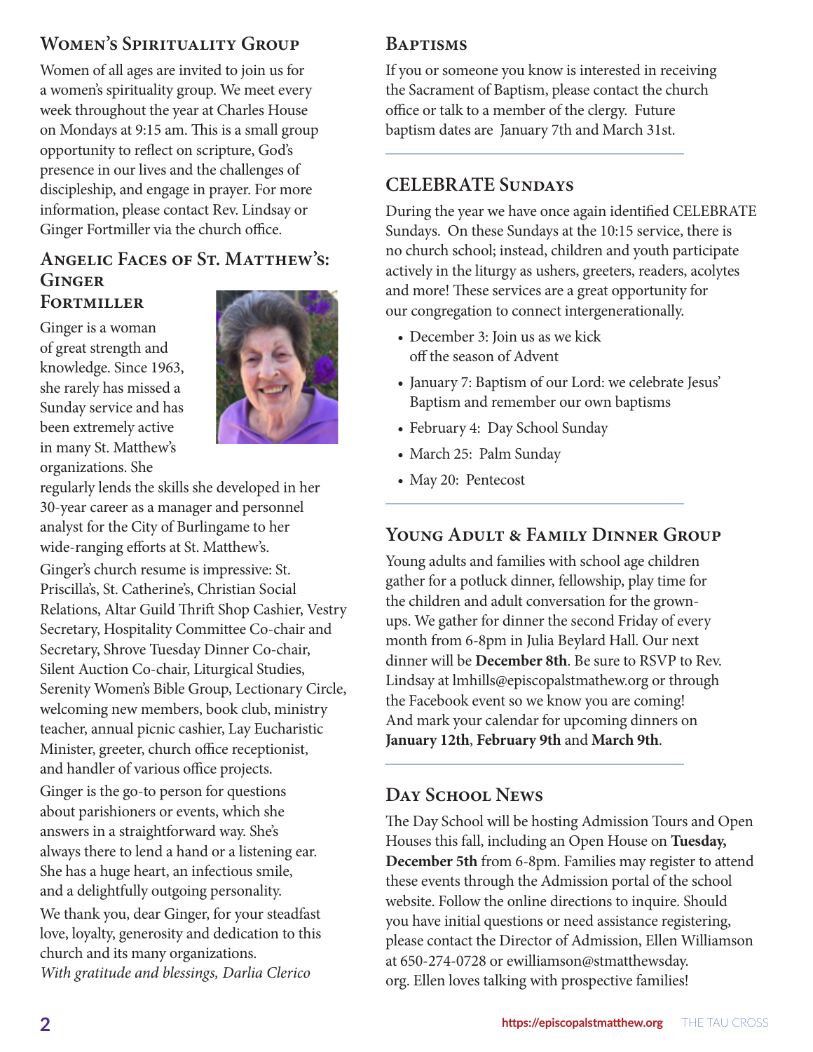## Women's Spirituality Group

Women of all ages are invited to join us for a women's spirituality group. We meet every week throughout the year at Charles House on Mondays at 9:15 am. This is a small group opportunity to reflect on scripture, God's presence in our lives and the challenges of discipleship, and engage in prayer. For more information, please contact Rev. Lindsay or Ginger Fortmiller via the church office.

## Angelic Faces of St. Matthew's: Ginger Fortmiller

Ginger is a woman of great strength and knowledge. Since 1963, she rarely has missed a Sunday service and has been extremely active in many St. Matthew's organizations. She regularly lends the skills she developed in her 30-year career as a manager and personnel analyst for the City of Burlingame to her wide-ranging efforts at St. Matthew's.

Ginger's church resume is impressive: St. Priscilla's, St. Catherine's, Christian Social Relations, Altar Guild Thrift Shop Cashier, Vestry Secretary, Hospitality Committee Co-chair and Secretary, Shrove Tuesday Dinner Co-chair, Silent Auction Co-chair, Liturgical Studies, Serenity Women's Bible Group, Lectionary Circle, welcoming new members, book club, ministry teacher, annual picnic cashier, Lay Eucharistic Minister, greeter, church office receptionist, and handler of various office projects.

Ginger is the go-to person for questions about parishioners or events, which she answers in a straightforward way. She's always there to lend a hand or a listening ear. She has a huge heart, an infectious smile, and a delightfully outgoing personality.

We thank you, dear Ginger, for your steadfast love, loyalty, generosity and dedication to this church and its many organizations.

*With gratitude and blessings, Darlia Clerico*

## Baptisms

If you or someone you know is interested in receiving the Sacrament of Baptism, please contact the church office or talk to a member of the clergy. Future baptism dates are January 7th and March 31st.

## CELEBRATE Sundays

During the year we have once again identified CELEBRATE Sundays. On these Sundays at the 10:15 service, there is no church school; instead, children and youth participate actively in the liturgy as ushers, greeters, readers, acolytes and more! These services are a great opportunity for our congregation to connect intergenerationally.

- December 3: Join us as we kick off the season of Advent
- January 7: Baptism of our Lord: we celebrate Jesus' Baptism and remember our own baptisms
- February 4: Day School Sunday
- March 25: Palm Sunday
- May 20: Pentecost

## Young Adult & Family Dinner Group

Young adults and families with school age children gather for a potluck dinner, fellowship, play time for the children and adult conversation for the grown-ups. We gather for dinner the second Friday of every month from 6-8pm in Julia Beylard Hall. Our next dinner will be **December 8th**. Be sure to RSVP to Rev. Lindsay at lmhills@episcopalstmathew.org or through the Facebook event so we know you are coming! And mark your calendar for upcoming dinners on **January 12th**, **February 9th** and **March 9th**.

## Day School News

The Day School will be hosting Admission Tours and Open Houses this fall, including an Open House on **Tuesday, December 5th** from 6-8pm. Families may register to attend these events through the Admission portal of the school website. Follow the online directions to inquire. Should you have initial questions or need assistance registering, please contact the Director of Admission, Ellen Williamson at 650-274-0728 or ewilliamson@stmatthewsday.org. Ellen loves talking with prospective families!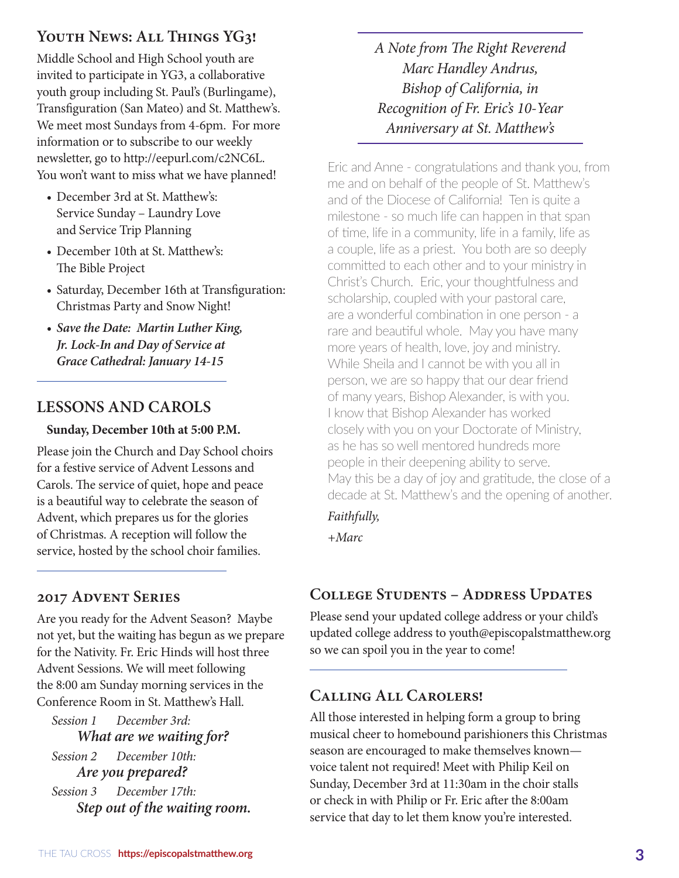## Youth News: All Things YG3!

Middle School and High School youth are invited to participate in YG3, a collaborative youth group including St. Paul's (Burlingame), Transfiguration (San Mateo) and St. Matthew's. We meet most Sundays from 4-6pm. For more information or to subscribe to our weekly newsletter, go to http://eepurl.com/c2NC6L. You won't want to miss what we have planned!

- December 3rd at St. Matthew's: Service Sunday – Laundry Love and Service Trip Planning
- December 10th at St. Matthew's: The Bible Project
- Saturday, December 16th at Transfiguration: Christmas Party and Snow Night!
- ***Save the Date: Martin Luther King, Jr. Lock-In and Day of Service at Grace Cathedral: January 14-15***

## LESSONS AND CAROLS

**Sunday, December 10th at 5:00 P.M.**

Please join the Church and Day School choirs for a festive service of Advent Lessons and Carols. The service of quiet, hope and peace is a beautiful way to celebrate the season of Advent, which prepares us for the glories of Christmas. A reception will follow the service, hosted by the school choir families.

## 2017 Advent Series

Are you ready for the Advent Season? Maybe not yet, but the waiting has begun as we prepare for the Nativity. Fr. Eric Hinds will host three Advent Sessions. We will meet following the 8:00 am Sunday morning services in the Conference Room in St. Matthew's Hall.

*Session 1 December 3rd:*
***What are we waiting for?***

*Session 2 December 10th:*
***Are you prepared?***

*Session 3 December 17th:*
***Step out of the waiting room.***

*A Note from The Right Reverend Marc Handley Andrus, Bishop of California, in Recognition of Fr. Eric's 10-Year Anniversary at St. Matthew's*

Eric and Anne - congratulations and thank you, from me and on behalf of the people of St. Matthew's and of the Diocese of California! Ten is quite a milestone - so much life can happen in that span of time, life in a community, life in a family, life as a couple, life as a priest. You both are so deeply committed to each other and to your ministry in Christ's Church. Eric, your thoughtfulness and scholarship, coupled with your pastoral care, are a wonderful combination in one person - a rare and beautiful whole. May you have many more years of health, love, joy and ministry. While Sheila and I cannot be with you all in person, we are so happy that our dear friend of many years, Bishop Alexander, is with you. I know that Bishop Alexander has worked closely with you on your Doctorate of Ministry, as he has so well mentored hundreds more people in their deepening ability to serve. May this be a day of joy and gratitude, the close of a decade at St. Matthew's and the opening of another.

*Faithfully,*

*+Marc*

## College Students – Address Updates

Please send your updated college address or your child's updated college address to youth@episcopalstmatthew.org so we can spoil you in the year to come!

## Calling All Carolers!

All those interested in helping form a group to bring musical cheer to homebound parishioners this Christmas season are encouraged to make themselves known—voice talent not required! Meet with Philip Keil on Sunday, December 3rd at 11:30am in the choir stalls or check in with Philip or Fr. Eric after the 8:00am service that day to let them know you're interested.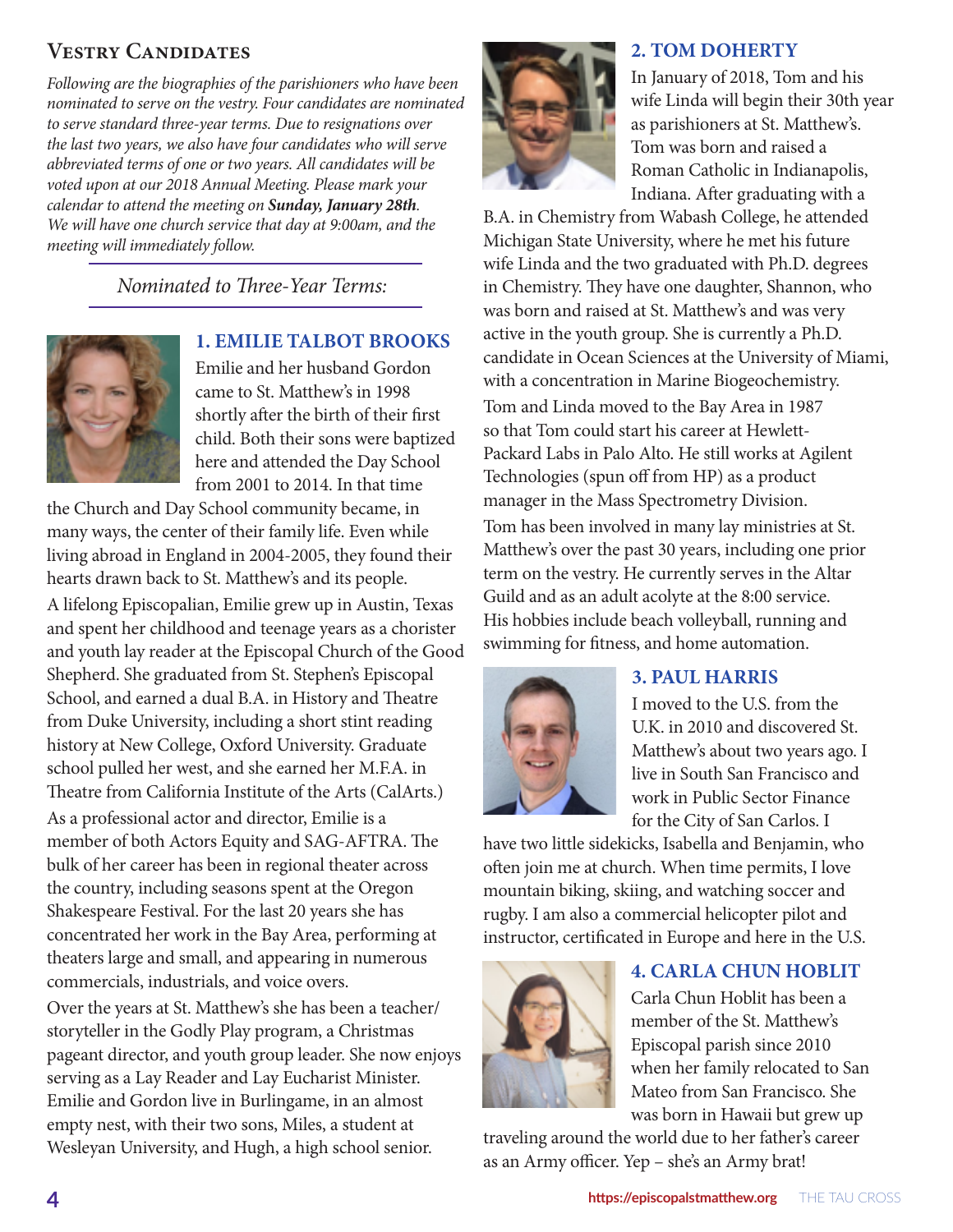## Vestry Candidates

*Following are the biographies of the parishioners who have been nominated to serve on the vestry. Four candidates are nominated to serve standard three-year terms. Due to resignations over the last two years, we also have four candidates who will serve abbreviated terms of one or two years. All candidates will be voted upon at our 2018 Annual Meeting. Please mark your calendar to attend the meeting on **Sunday, January 28th**. We will have one church service that day at 9:00am, and the meeting will immediately follow.*

*Nominated to Three-Year Terms:*

### 1. EMILIE TALBOT BROOKS

Emilie and her husband Gordon came to St. Matthew's in 1998 shortly after the birth of their first child. Both their sons were baptized here and attended the Day School from 2001 to 2014. In that time the Church and Day School community became, in many ways, the center of their family life. Even while living abroad in England in 2004-2005, they found their hearts drawn back to St. Matthew's and its people.

A lifelong Episcopalian, Emilie grew up in Austin, Texas and spent her childhood and teenage years as a chorister and youth lay reader at the Episcopal Church of the Good Shepherd. She graduated from St. Stephen's Episcopal School, and earned a dual B.A. in History and Theatre from Duke University, including a short stint reading history at New College, Oxford University. Graduate school pulled her west, and she earned her M.F.A. in Theatre from California Institute of the Arts (CalArts.)

As a professional actor and director, Emilie is a member of both Actors Equity and SAG-AFTRA. The bulk of her career has been in regional theater across the country, including seasons spent at the Oregon Shakespeare Festival. For the last 20 years she has concentrated her work in the Bay Area, performing at theaters large and small, and appearing in numerous commercials, industrials, and voice overs.

Over the years at St. Matthew's she has been a teacher/storyteller in the Godly Play program, a Christmas pageant director, and youth group leader. She now enjoys serving as a Lay Reader and Lay Eucharist Minister. Emilie and Gordon live in Burlingame, in an almost empty nest, with their two sons, Miles, a student at Wesleyan University, and Hugh, a high school senior.

### 2. TOM DOHERTY

In January of 2018, Tom and his wife Linda will begin their 30th year as parishioners at St. Matthew's. Tom was born and raised a Roman Catholic in Indianapolis, Indiana. After graduating with a B.A. in Chemistry from Wabash College, he attended Michigan State University, where he met his future wife Linda and the two graduated with Ph.D. degrees in Chemistry. They have one daughter, Shannon, who was born and raised at St. Matthew's and was very active in the youth group. She is currently a Ph.D. candidate in Ocean Sciences at the University of Miami, with a concentration in Marine Biogeochemistry.

Tom and Linda moved to the Bay Area in 1987 so that Tom could start his career at Hewlett-Packard Labs in Palo Alto. He still works at Agilent Technologies (spun off from HP) as a product manager in the Mass Spectrometry Division.

Tom has been involved in many lay ministries at St. Matthew's over the past 30 years, including one prior term on the vestry. He currently serves in the Altar Guild and as an adult acolyte at the 8:00 service. His hobbies include beach volleyball, running and swimming for fitness, and home automation.

### 3. PAUL HARRIS

I moved to the U.S. from the U.K. in 2010 and discovered St. Matthew's about two years ago. I live in South San Francisco and work in Public Sector Finance for the City of San Carlos. I have two little sidekicks, Isabella and Benjamin, who often join me at church. When time permits, I love mountain biking, skiing, and watching soccer and rugby. I am also a commercial helicopter pilot and instructor, certificated in Europe and here in the U.S.

### 4. CARLA CHUN HOBLIT

Carla Chun Hoblit has been a member of the St. Matthew's Episcopal parish since 2010 when her family relocated to San Mateo from San Francisco. She was born in Hawaii but grew up traveling around the world due to her father's career as an Army officer. Yep – she's an Army brat!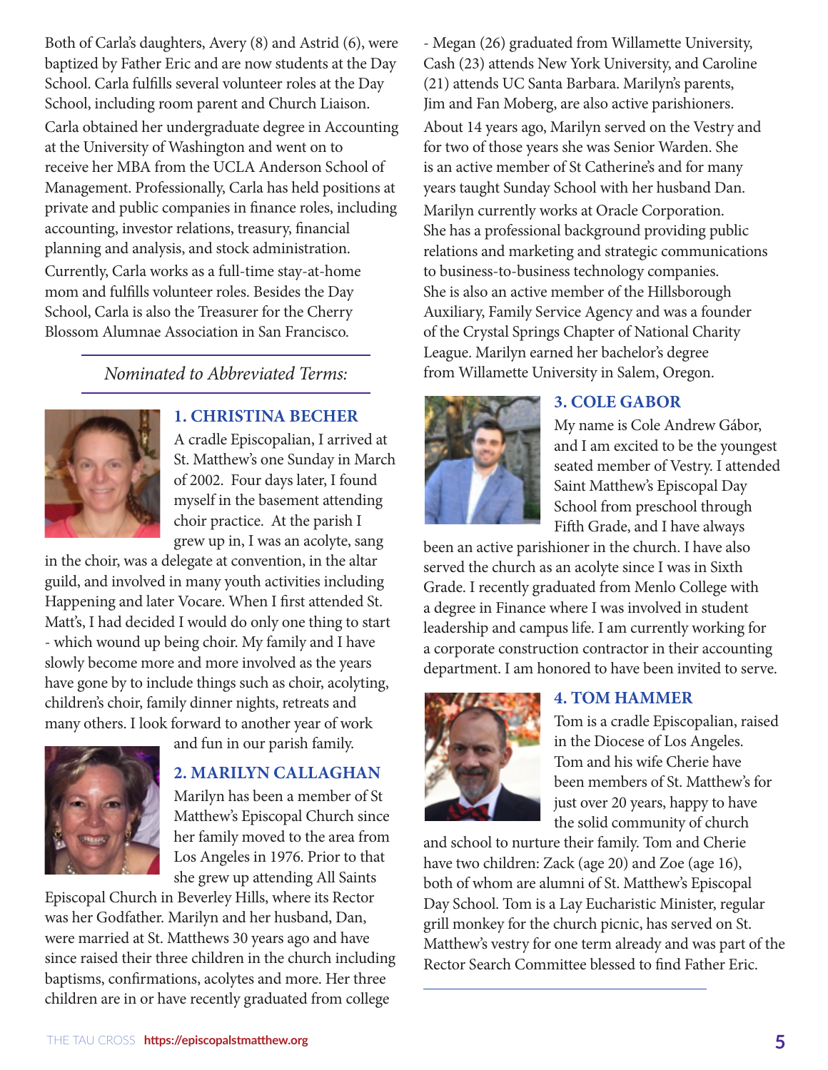Both of Carla's daughters, Avery (8) and Astrid (6), were baptized by Father Eric and are now students at the Day School. Carla fulfills several volunteer roles at the Day School, including room parent and Church Liaison.

Carla obtained her undergraduate degree in Accounting at the University of Washington and went on to receive her MBA from the UCLA Anderson School of Management. Professionally, Carla has held positions at private and public companies in finance roles, including accounting, investor relations, treasury, financial planning and analysis, and stock administration.

Currently, Carla works as a full-time stay-at-home mom and fulfills volunteer roles. Besides the Day School, Carla is also the Treasurer for the Cherry Blossom Alumnae Association in San Francisco.

*Nominated to Abbreviated Terms:*

### 1. CHRISTINA BECHER

A cradle Episcopalian, I arrived at St. Matthew's one Sunday in March of 2002. Four days later, I found myself in the basement attending choir practice. At the parish I grew up in, I was an acolyte, sang in the choir, was a delegate at convention, in the altar guild, and involved in many youth activities including Happening and later Vocare. When I first attended St. Matt's, I had decided I would do only one thing to start - which wound up being choir. My family and I have slowly become more and more involved as the years have gone by to include things such as choir, acolyting, children's choir, family dinner nights, retreats and many others. I look forward to another year of work and fun in our parish family.

### 2. MARILYN CALLAGHAN

Marilyn has been a member of St Matthew's Episcopal Church since her family moved to the area from Los Angeles in 1976. Prior to that she grew up attending All Saints Episcopal Church in Beverley Hills, where its Rector was her Godfather. Marilyn and her husband, Dan, were married at St. Matthews 30 years ago and have since raised their three children in the church including baptisms, confirmations, acolytes and more. Her three children are in or have recently graduated from college - Megan (26) graduated from Willamette University, Cash (23) attends New York University, and Caroline (21) attends UC Santa Barbara. Marilyn's parents, Jim and Fan Moberg, are also active parishioners.

About 14 years ago, Marilyn served on the Vestry and for two of those years she was Senior Warden. She is an active member of St Catherine's and for many years taught Sunday School with her husband Dan.

Marilyn currently works at Oracle Corporation. She has a professional background providing public relations and marketing and strategic communications to business-to-business technology companies. She is also an active member of the Hillsborough Auxiliary, Family Service Agency and was a founder of the Crystal Springs Chapter of National Charity League. Marilyn earned her bachelor's degree from Willamette University in Salem, Oregon.

### 3. COLE GABOR

My name is Cole Andrew Gábor, and I am excited to be the youngest seated member of Vestry. I attended Saint Matthew's Episcopal Day School from preschool through Fifth Grade, and I have always been an active parishioner in the church. I have also served the church as an acolyte since I was in Sixth Grade. I recently graduated from Menlo College with a degree in Finance where I was involved in student leadership and campus life. I am currently working for a corporate construction contractor in their accounting department. I am honored to have been invited to serve.

### 4. TOM HAMMER

Tom is a cradle Episcopalian, raised in the Diocese of Los Angeles. Tom and his wife Cherie have been members of St. Matthew's for just over 20 years, happy to have the solid community of church and school to nurture their family. Tom and Cherie have two children: Zack (age 20) and Zoe (age 16), both of whom are alumni of St. Matthew's Episcopal Day School. Tom is a Lay Eucharistic Minister, regular grill monkey for the church picnic, has served on St. Matthew's vestry for one term already and was part of the Rector Search Committee blessed to find Father Eric.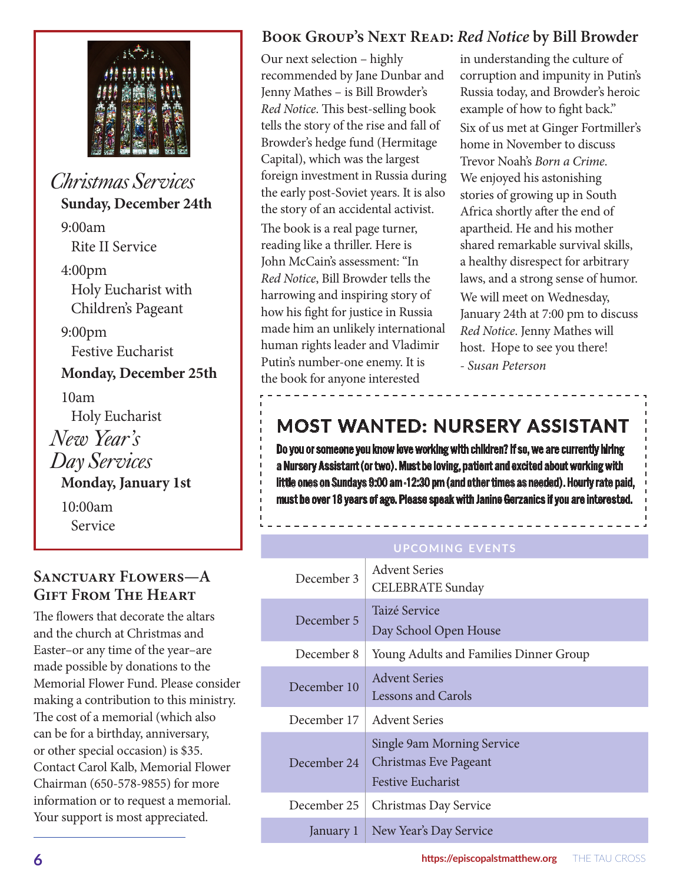## Christmas Services

**Sunday, December 24th**

9:00am
Rite II Service

4:00pm
Holy Eucharist with Children's Pageant

9:00pm
Festive Eucharist

**Monday, December 25th**

10am
Holy Eucharist

## New Year's Day Services

**Monday, January 1st**

10:00am
Service

## Sanctuary Flowers—A Gift From The Heart

The flowers that decorate the altars and the church at Christmas and Easter–or any time of the year–are made possible by donations to the Memorial Flower Fund. Please consider making a contribution to this ministry. The cost of a memorial (which also can be for a birthday, anniversary, or other special occasion) is $35. Contact Carol Kalb, Memorial Flower Chairman (650-578-9855) for more information or to request a memorial. Your support is most appreciated.

## Book Group's Next Read: *Red Notice* by Bill Browder

Our next selection – highly recommended by Jane Dunbar and Jenny Mathes – is Bill Browder's *Red Notice*. This best-selling book tells the story of the rise and fall of Browder's hedge fund (Hermitage Capital), which was the largest foreign investment in Russia during the early post-Soviet years. It is also the story of an accidental activist.

The book is a real page turner, reading like a thriller. Here is John McCain's assessment: "In *Red Notice*, Bill Browder tells the harrowing and inspiring story of how his fight for justice in Russia made him an unlikely international human rights leader and Vladimir Putin's number-one enemy. It is the book for anyone interested in understanding the culture of corruption and impunity in Putin's Russia today, and Browder's heroic example of how to fight back."

Six of us met at Ginger Fortmiller's home in November to discuss Trevor Noah's *Born a Crime*. We enjoyed his astonishing stories of growing up in South Africa shortly after the end of apartheid. He and his mother shared remarkable survival skills, a healthy disrespect for arbitrary laws, and a strong sense of humor.

We will meet on Wednesday, January 24th at 7:00 pm to discuss *Red Notice*. Jenny Mathes will host. Hope to see you there!

*- Susan Peterson*

## MOST WANTED: NURSERY ASSISTANT

**Do you or someone you know love working with children? If so, we are currently hiring a Nursery Assistant (or two). Must be loving, patient and excited about working with little ones on Sundays 9:00 am -12:30 pm (and other times as needed). Hourly rate paid, must be over 18 years of age. Please speak with Janine Gerzanics if you are interested.**

| UPCOMING EVENTS | |
|---|---|
| December 3 | Advent Series<br>CELEBRATE Sunday |
| December 5 | Taizé Service<br>Day School Open House |
| December 8 | Young Adults and Families Dinner Group |
| December 10 | Advent Series<br>Lessons and Carols |
| December 17 | Advent Series |
| December 24 | Single 9am Morning Service<br>Christmas Eve Pageant<br>Festive Eucharist |
| December 25 | Christmas Day Service |
| January 1 | New Year's Day Service |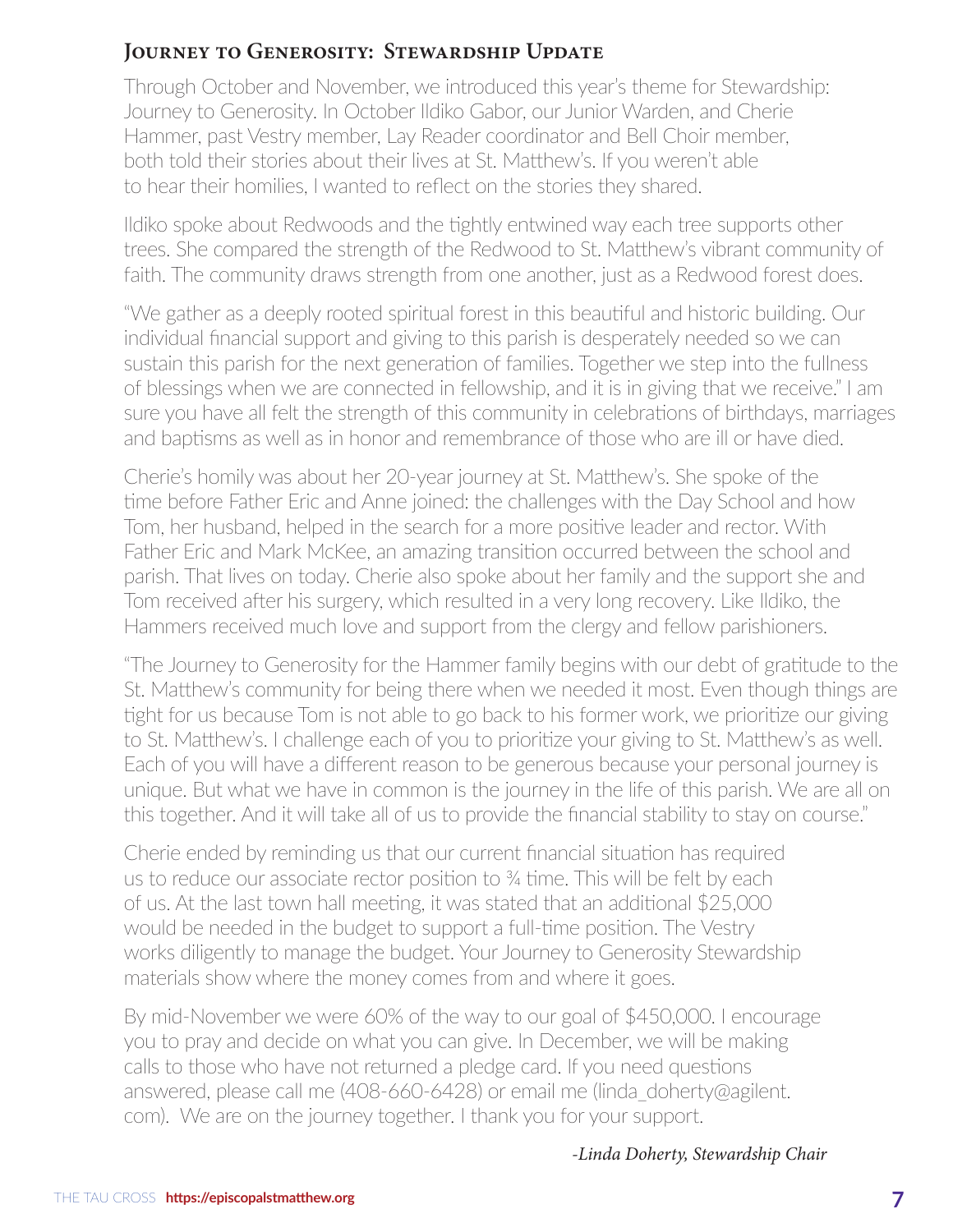## Journey to Generosity: Stewardship Update

Through October and November, we introduced this year's theme for Stewardship: Journey to Generosity. In October Ildiko Gabor, our Junior Warden, and Cherie Hammer, past Vestry member, Lay Reader coordinator and Bell Choir member, both told their stories about their lives at St. Matthew's. If you weren't able to hear their homilies, I wanted to reflect on the stories they shared.

Ildiko spoke about Redwoods and the tightly entwined way each tree supports other trees. She compared the strength of the Redwood to St. Matthew's vibrant community of faith. The community draws strength from one another, just as a Redwood forest does.

"We gather as a deeply rooted spiritual forest in this beautiful and historic building. Our individual financial support and giving to this parish is desperately needed so we can sustain this parish for the next generation of families. Together we step into the fullness of blessings when we are connected in fellowship, and it is in giving that we receive." I am sure you have all felt the strength of this community in celebrations of birthdays, marriages and baptisms as well as in honor and remembrance of those who are ill or have died.

Cherie's homily was about her 20-year journey at St. Matthew's. She spoke of the time before Father Eric and Anne joined: the challenges with the Day School and how Tom, her husband, helped in the search for a more positive leader and rector. With Father Eric and Mark McKee, an amazing transition occurred between the school and parish. That lives on today. Cherie also spoke about her family and the support she and Tom received after his surgery, which resulted in a very long recovery. Like Ildiko, the Hammers received much love and support from the clergy and fellow parishioners.

"The Journey to Generosity for the Hammer family begins with our debt of gratitude to the St. Matthew's community for being there when we needed it most. Even though things are tight for us because Tom is not able to go back to his former work, we prioritize our giving to St. Matthew's. I challenge each of you to prioritize your giving to St. Matthew's as well. Each of you will have a different reason to be generous because your personal journey is unique. But what we have in common is the journey in the life of this parish. We are all on this together. And it will take all of us to provide the financial stability to stay on course."

Cherie ended by reminding us that our current financial situation has required us to reduce our associate rector position to ¾ time. This will be felt by each of us. At the last town hall meeting, it was stated that an additional $25,000 would be needed in the budget to support a full-time position. The Vestry works diligently to manage the budget. Your Journey to Generosity Stewardship materials show where the money comes from and where it goes.

By mid-November we were 60% of the way to our goal of $450,000. I encourage you to pray and decide on what you can give. In December, we will be making calls to those who have not returned a pledge card. If you need questions answered, please call me (408-660-6428) or email me (linda_doherty@agilent.com). We are on the journey together. I thank you for your support.

*-Linda Doherty, Stewardship Chair*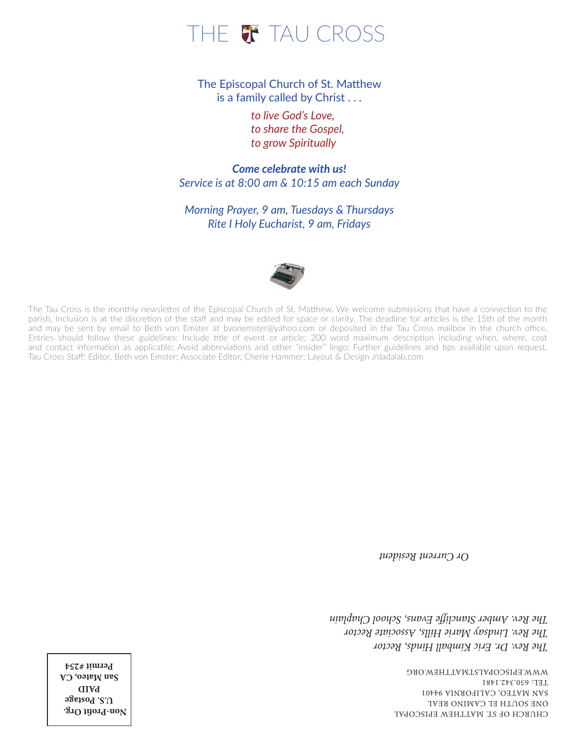# THE TAU CROSS

The Episcopal Church of St. Matthew
is a family called by Christ . . .

*to live God's Love,*
*to share the Gospel,*
*to grow Spiritually*

***Come celebrate with us!***
*Service is at 8:00 am & 10:15 am each Sunday*

*Morning Prayer, 9 am, Tuesdays & Thursdays*
*Rite I Holy Eucharist, 9 am, Fridays*

The Tau Cross is the monthly newsletter of the Episcopal Church of St. Matthew. We welcome submissions that have a connection to the parish. Inclusion is at the discretion of the staff and may be edited for space or clarity. The deadline for articles is the 15th of the month and may be sent by email to Beth von Emster at bvonemster@yahoo.com or deposited in the Tau Cross mailbox in the church office. Entries should follow these guidelines: Include title of event or article; 200 word maximum description including when, where, cost and contact information as applicable; Avoid abbreviations and other "insider" lingo; Further guidelines and tips available upon request. Tau Cross Staff: Editor, Beth von Emster; Associate Editor, Cherie Hammer; Layout & Design //dadalab.com

*Or Current Resident*

*The Rev. Amber Stancliffe Evans, School Chaplain*
*The Rev. Lindsay Marie Hills, Associate Rector*
*The Rev. Dr. Eric Kimball Hinds, Rector*

WWW.EPISCOPALSTMATTHEW.ORG
TEL: 650.342.1481
SAN MATEO, CALIFORNIA 94401
ONE SOUTH EL CAMINO REAL
CHURCH OF ST. MATTHEW EPISCOPAL

**Non-Profit Org.**
**U.S. Postage**
**PAID**
**San Mateo, CA**
**Permit #254**